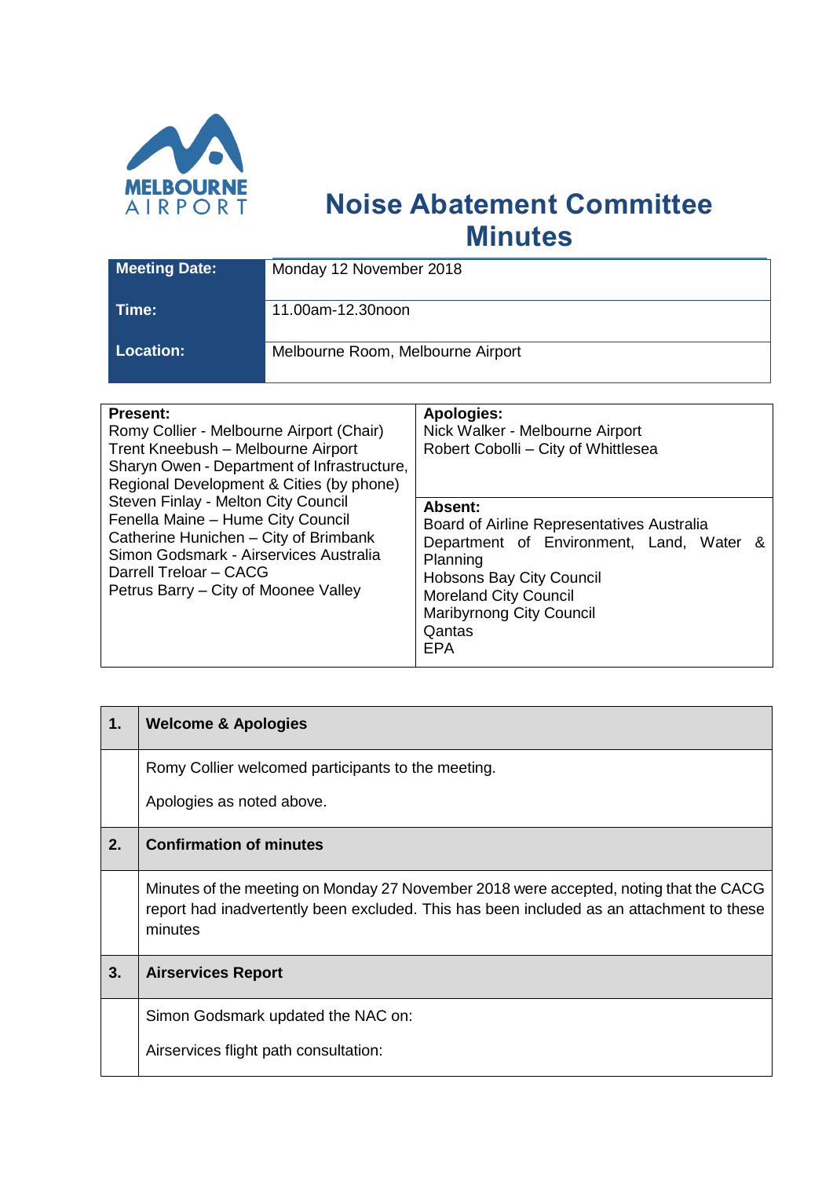MELBOURNE AIRPORT

# Noise Abatement Committee Minutes

| Meeting Date: | Monday 12 November 2018 |
|---|---|
| Time: | 11.00am-12.30noon |
| Location: | Melbourne Room, Melbourne Airport |

| Present: | Apologies: |
|---|---|
| Romy Collier - Melbourne Airport (Chair)<br>Trent Kneebush – Melbourne Airport<br>Sharyn Owen - Department of Infrastructure, Regional Development & Cities (by phone)<br>Steven Finlay - Melton City Council<br>Fenella Maine – Hume City Council<br>Catherine Hunichen – City of Brimbank<br>Simon Godsmark - Airservices Australia<br>Darrell Treloar – CACG<br>Petrus Barry – City of Moonee Valley | Nick Walker - Melbourne Airport<br>Robert Cobolli – City of Whittlesea<br><br>**Absent:**<br>Board of Airline Representatives Australia<br>Department of Environment, Land, Water & Planning<br>Hobsons Bay City Council<br>Moreland City Council<br>Maribyrnong City Council<br>Qantas<br>EPA |

| 1. | Welcome & Apologies |
|---|---|
| | Romy Collier welcomed participants to the meeting.<br><br>Apologies as noted above. |
| **2.** | **Confirmation of minutes** |
| | Minutes of the meeting on Monday 27 November 2018 were accepted, noting that the CACG report had inadvertently been excluded. This has been included as an attachment to these minutes |
| **3.** | **Airservices Report** |
| | Simon Godsmark updated the NAC on:<br><br>Airservices flight path consultation: |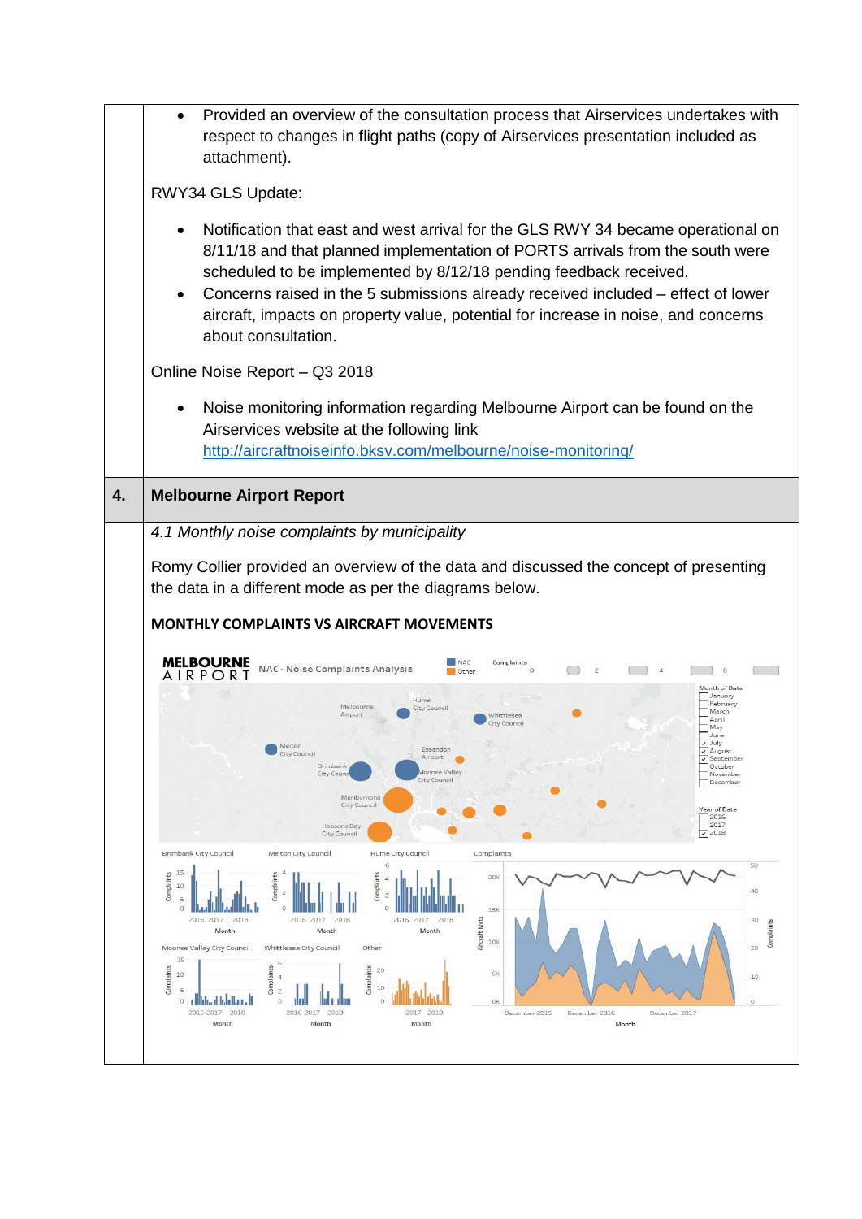- Provided an overview of the consultation process that Airservices undertakes with respect to changes in flight paths (copy of Airservices presentation included as attachment).

RWY34 GLS Update:

- Notification that east and west arrival for the GLS RWY 34 became operational on 8/11/18 and that planned implementation of PORTS arrivals from the south were scheduled to be implemented by 8/12/18 pending feedback received.
- Concerns raised in the 5 submissions already received included – effect of lower aircraft, impacts on property value, potential for increase in noise, and concerns about consultation.

Online Noise Report – Q3 2018

- Noise monitoring information regarding Melbourne Airport can be found on the Airservices website at the following link [http://aircraftnoiseinfo.bksv.com/melbourne/noise-monitoring/](http://aircraftnoiseinfo.bksv.com/melbourne/noise-monitoring/)

## 4. Melbourne Airport Report

*4.1 Monthly noise complaints by municipality*

Romy Collier provided an overview of the data and discussed the concept of presenting the data in a different mode as per the diagrams below.

**MONTHLY COMPLAINTS VS AIRCRAFT MOVEMENTS**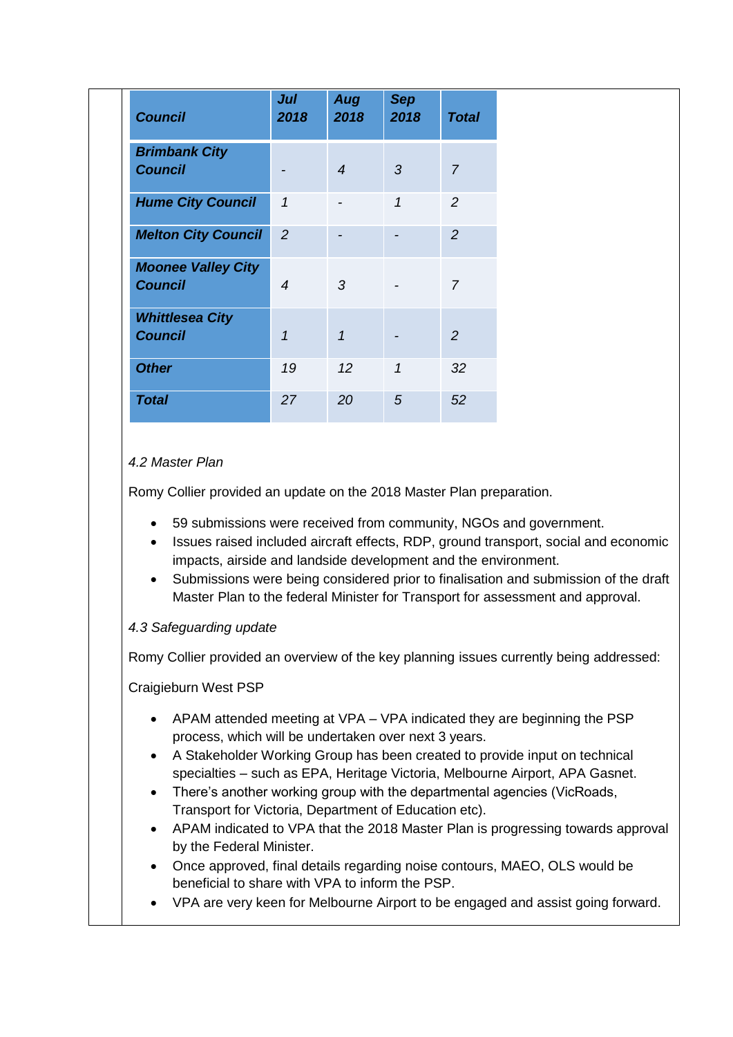| Council | Jul 2018 | Aug 2018 | Sep 2018 | Total |
|---|---|---|---|---|
| Brimbank City Council | - | 4 | 3 | 7 |
| Hume City Council | 1 | - | 1 | 2 |
| Melton City Council | 2 | - | - | 2 |
| Moonee Valley City Council | 4 | 3 | - | 7 |
| Whittlesea City Council | 1 | 1 | - | 2 |
| Other | 19 | 12 | 1 | 32 |
| Total | 27 | 20 | 5 | 52 |

*4.2 Master Plan*

Romy Collier provided an update on the 2018 Master Plan preparation.

- 59 submissions were received from community, NGOs and government.
- Issues raised included aircraft effects, RDP, ground transport, social and economic impacts, airside and landside development and the environment.
- Submissions were being considered prior to finalisation and submission of the draft Master Plan to the federal Minister for Transport for assessment and approval.

*4.3 Safeguarding update*

Romy Collier provided an overview of the key planning issues currently being addressed:

Craigieburn West PSP

- APAM attended meeting at VPA – VPA indicated they are beginning the PSP process, which will be undertaken over next 3 years.
- A Stakeholder Working Group has been created to provide input on technical specialties – such as EPA, Heritage Victoria, Melbourne Airport, APA Gasnet.
- There's another working group with the departmental agencies (VicRoads, Transport for Victoria, Department of Education etc).
- APAM indicated to VPA that the 2018 Master Plan is progressing towards approval by the Federal Minister.
- Once approved, final details regarding noise contours, MAEO, OLS would be beneficial to share with VPA to inform the PSP.
- VPA are very keen for Melbourne Airport to be engaged and assist going forward.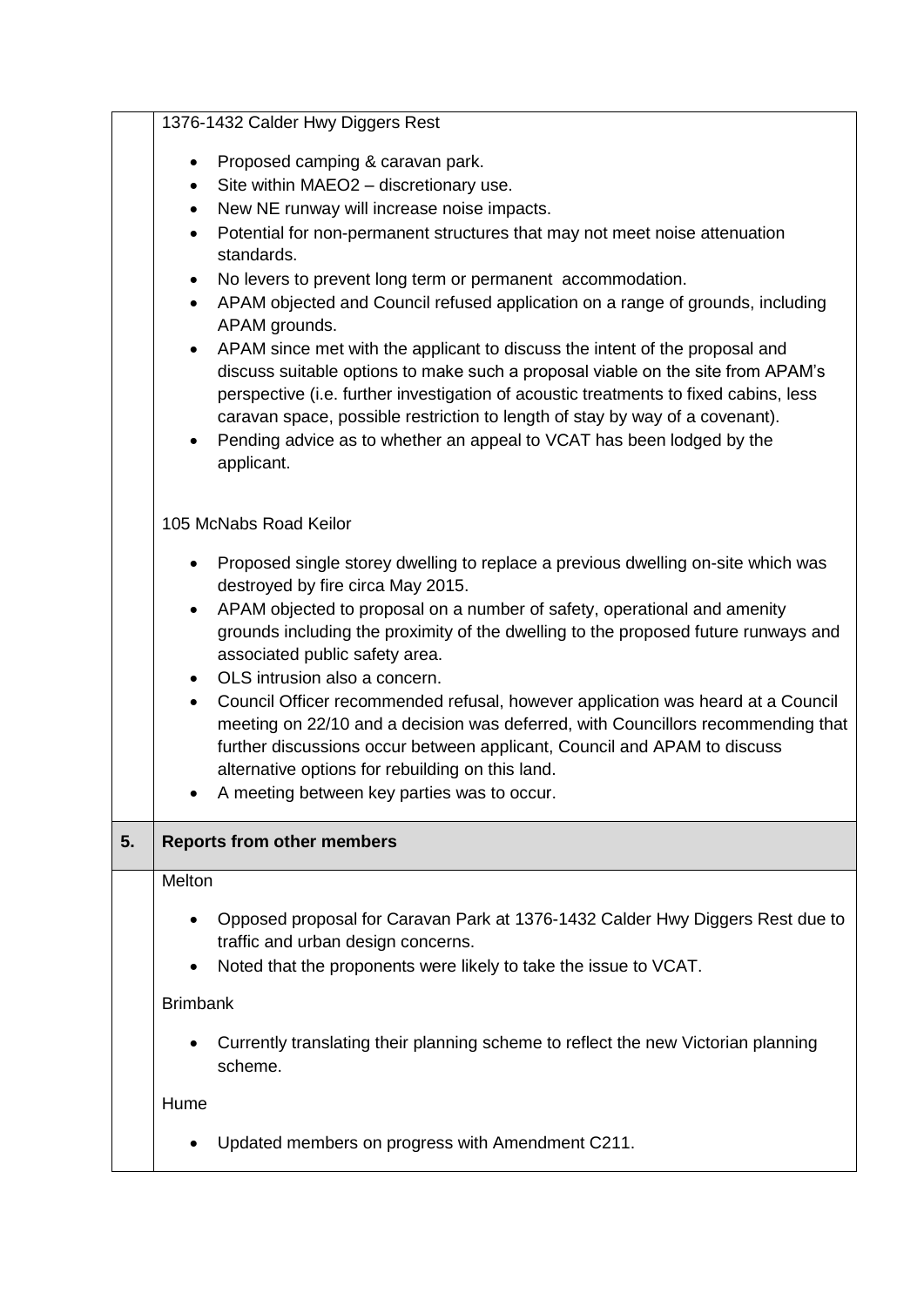1376-1432 Calder Hwy Diggers Rest

- Proposed camping & caravan park.
- Site within MAEO2 – discretionary use.
- New NE runway will increase noise impacts.
- Potential for non-permanent structures that may not meet noise attenuation standards.
- No levers to prevent long term or permanent accommodation.
- APAM objected and Council refused application on a range of grounds, including APAM grounds.
- APAM since met with the applicant to discuss the intent of the proposal and discuss suitable options to make such a proposal viable on the site from APAM's perspective (i.e. further investigation of acoustic treatments to fixed cabins, less caravan space, possible restriction to length of stay by way of a covenant).
- Pending advice as to whether an appeal to VCAT has been lodged by the applicant.

105 McNabs Road Keilor

- Proposed single storey dwelling to replace a previous dwelling on-site which was destroyed by fire circa May 2015.
- APAM objected to proposal on a number of safety, operational and amenity grounds including the proximity of the dwelling to the proposed future runways and associated public safety area.
- OLS intrusion also a concern.
- Council Officer recommended refusal, however application was heard at a Council meeting on 22/10 and a decision was deferred, with Councillors recommending that further discussions occur between applicant, Council and APAM to discuss alternative options for rebuilding on this land.
- A meeting between key parties was to occur.

## 5. Reports from other members

Melton

- Opposed proposal for Caravan Park at 1376-1432 Calder Hwy Diggers Rest due to traffic and urban design concerns.
- Noted that the proponents were likely to take the issue to VCAT.

Brimbank

- Currently translating their planning scheme to reflect the new Victorian planning scheme.

Hume

- Updated members on progress with Amendment C211.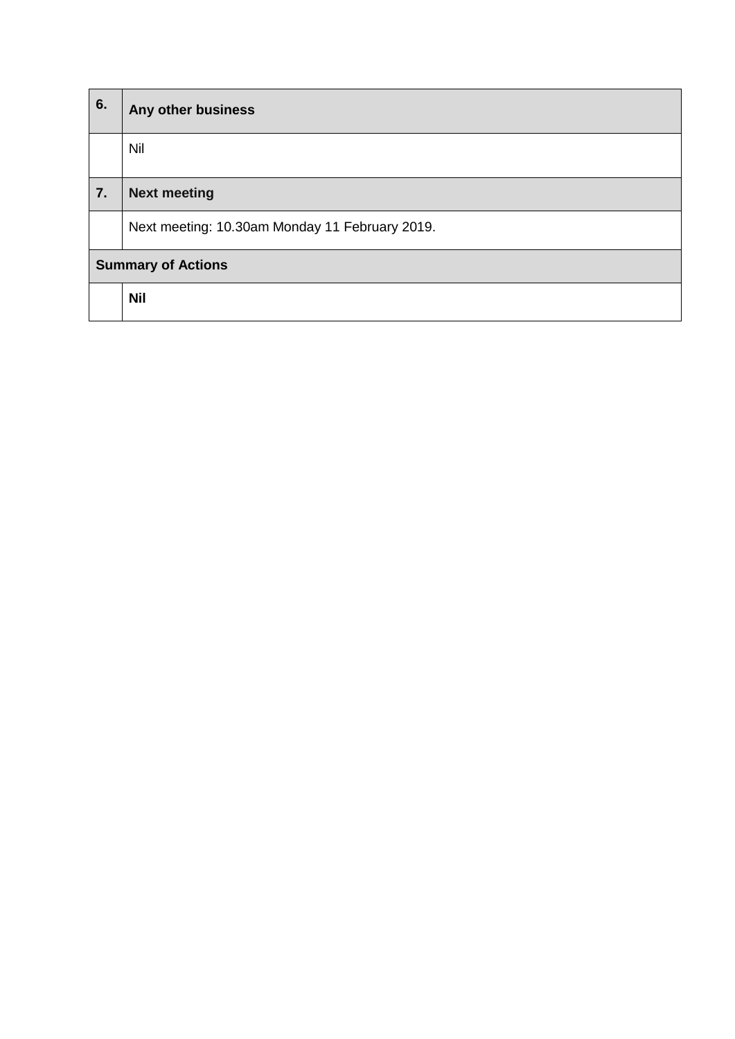| | |
|---|---|
| **6.** | **Any other business** |
| | Nil |
| **7.** | **Next meeting** |
| | Next meeting: 10.30am Monday 11 February 2019. |
| **Summary of Actions** | |
| | **Nil** |